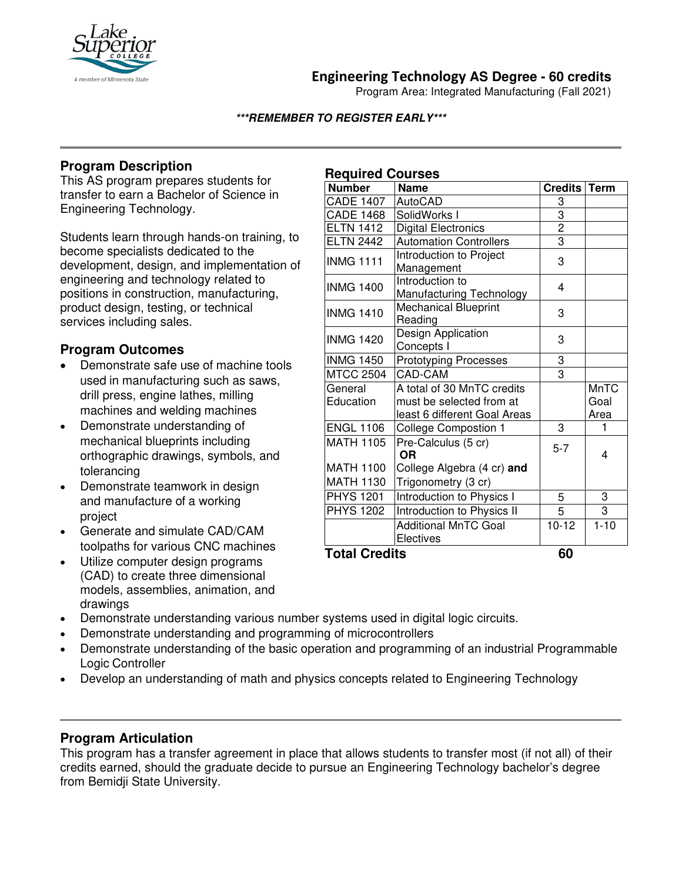# Engineering Technology AS Degree - 60 credits

Program Area: Integrated Manufacturing (Fall 2021)

***REMEMBER TO REGISTER EARLY***

## Program Description

This AS program prepares students for transfer to earn a Bachelor of Science in Engineering Technology.

Students learn through hands-on training, to become specialists dedicated to the development, design, and implementation of engineering and technology related to positions in construction, manufacturing, product design, testing, or technical services including sales.

## Program Outcomes

- Demonstrate safe use of machine tools used in manufacturing such as saws, drill press, engine lathes, milling machines and welding machines
- Demonstrate understanding of mechanical blueprints including orthographic drawings, symbols, and tolerancing
- Demonstrate teamwork in design and manufacture of a working project
- Generate and simulate CAD/CAM toolpaths for various CNC machines
- Utilize computer design programs (CAD) to create three dimensional models, assemblies, animation, and drawings
- Demonstrate understanding various number systems used in digital logic circuits.
- Demonstrate understanding and programming of microcontrollers
- Demonstrate understanding of the basic operation and programming of an industrial Programmable Logic Controller
- Develop an understanding of math and physics concepts related to Engineering Technology

## Required Courses

| Number | Name | Credits | Term |
|---|---|---|---|
| CADE 1407 | AutoCAD | 3 | |
| CADE 1468 | SolidWorks I | 3 | |
| ELTN 1412 | Digital Electronics | 2 | |
| ELTN 2442 | Automation Controllers | 3 | |
| INMG 1111 | Introduction to Project Management | 3 | |
| INMG 1400 | Introduction to Manufacturing Technology | 4 | |
| INMG 1410 | Mechanical Blueprint Reading | 3 | |
| INMG 1420 | Design Application Concepts I | 3 | |
| INMG 1450 | Prototyping Processes | 3 | |
| MTCC 2504 | CAD-CAM | 3 | |
| General Education | A total of 30 MnTC credits must be selected from at least 6 different Goal Areas | | MnTC Goal Area |
| ENGL 1106 | College Compostion 1 | 3 | 1 |
| MATH 1105<br>MATH 1100<br>MATH 1130 | Pre-Calculus (5 cr)<br>**OR**<br>College Algebra (4 cr) **and**<br>Trigonometry (3 cr) | 5-7 | 4 |
| PHYS 1201 | Introduction to Physics I | 5 | 3 |
| PHYS 1202 | Introduction to Physics II | 5 | 3 |
| | Additional MnTC Goal Electives | 10-12 | 1-10 |
| **Total Credits** | | **60** | |

## Program Articulation

This program has a transfer agreement in place that allows students to transfer most (if not all) of their credits earned, should the graduate decide to pursue an Engineering Technology bachelor's degree from Bemidji State University.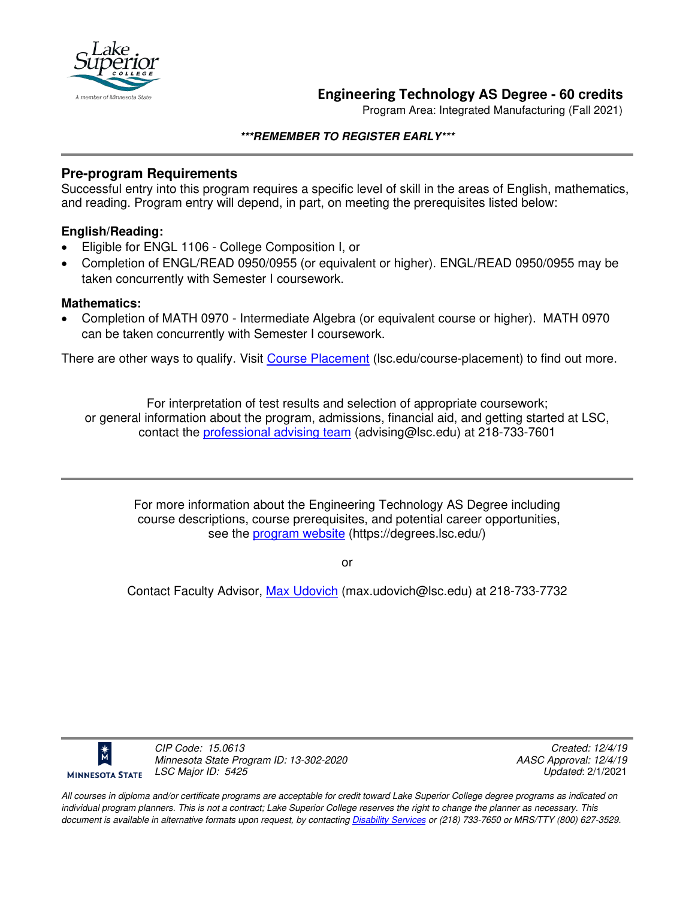## Engineering Technology AS Degree - 60 credits

Program Area: Integrated Manufacturing (Fall 2021)

***\*\*\*REMEMBER TO REGISTER EARLY\*\*\****

## Pre-program Requirements

Successful entry into this program requires a specific level of skill in the areas of English, mathematics, and reading. Program entry will depend, in part, on meeting the prerequisites listed below:

### English/Reading:

- Eligible for ENGL 1106 - College Composition I, or
- Completion of ENGL/READ 0950/0955 (or equivalent or higher). ENGL/READ 0950/0955 may be taken concurrently with Semester I coursework.

### Mathematics:

- Completion of MATH 0970 - Intermediate Algebra (or equivalent course or higher). MATH 0970 can be taken concurrently with Semester I coursework.

There are other ways to qualify. Visit Course Placement (lsc.edu/course-placement) to find out more.

For interpretation of test results and selection of appropriate coursework; or general information about the program, admissions, financial aid, and getting started at LSC, contact the professional advising team (advising@lsc.edu) at 218-733-7601

---

For more information about the Engineering Technology AS Degree including course descriptions, course prerequisites, and potential career opportunities, see the program website (https://degrees.lsc.edu/)

or

Contact Faculty Advisor, Max Udovich (max.udovich@lsc.edu) at 218-733-7732

---

*CIP Code: 15.0613*
*Minnesota State Program ID: 13-302-2020*
*LSC Major ID: 5425*

*Created: 12/4/19*
*AASC Approval: 12/4/19*
*Updated: 2/1/2021*

*All courses in diploma and/or certificate programs are acceptable for credit toward Lake Superior College degree programs as indicated on individual program planners. This is not a contract; Lake Superior College reserves the right to change the planner as necessary. This document is available in alternative formats upon request, by contacting Disability Services or (218) 733-7650 or MRS/TTY (800) 627-3529.*